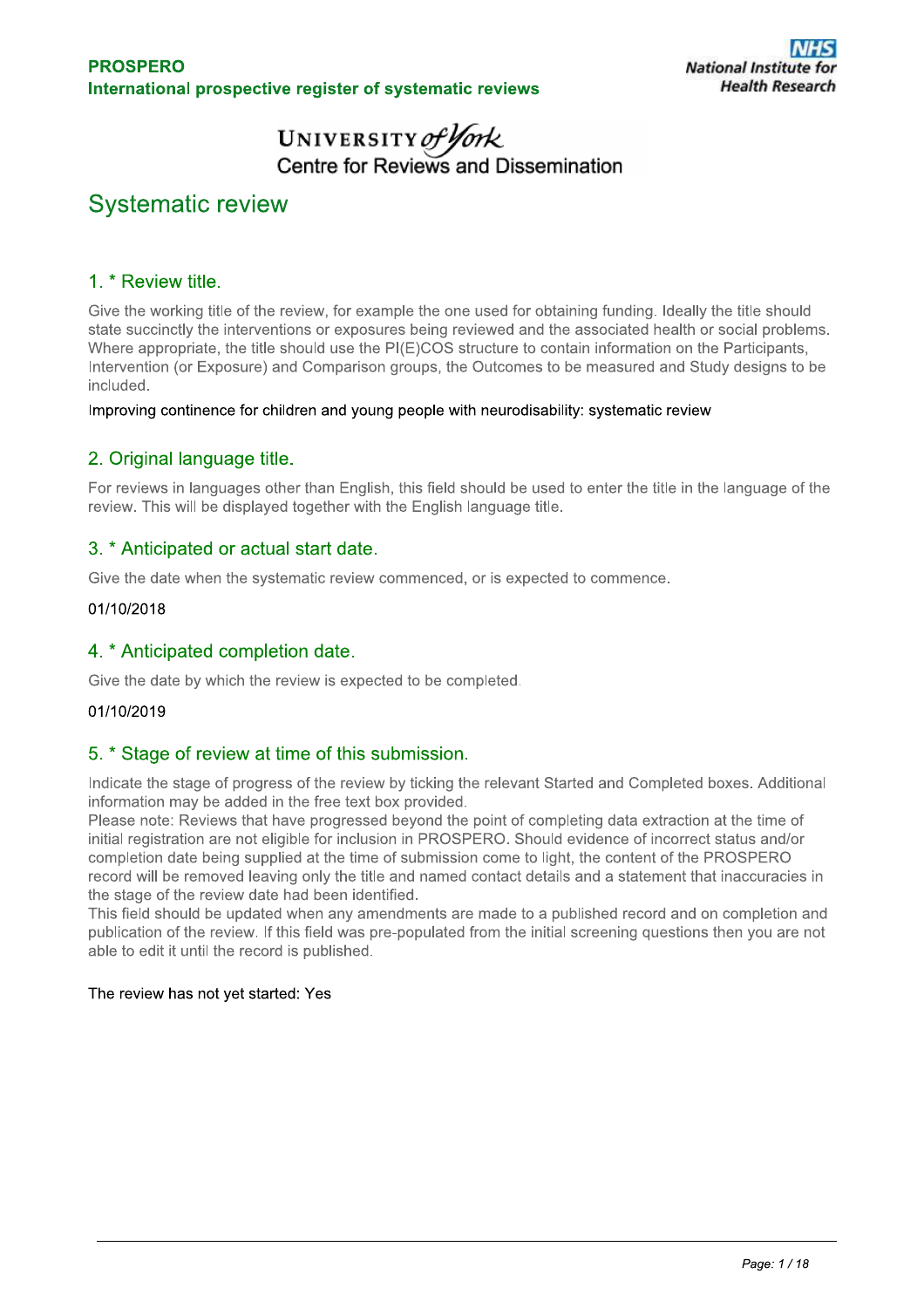**PROSPERO**
**International prospective register of systematic reviews**

University of York
Centre for Reviews and Dissemination

# Systematic review

## 1. * Review title.

Give the working title of the review, for example the one used for obtaining funding. Ideally the title should state succinctly the interventions or exposures being reviewed and the associated health or social problems. Where appropriate, the title should use the PI(E)COS structure to contain information on the Participants, Intervention (or Exposure) and Comparison groups, the Outcomes to be measured and Study designs to be included.

Improving continence for children and young people with neurodisability: systematic review

## 2. Original language title.

For reviews in languages other than English, this field should be used to enter the title in the language of the review. This will be displayed together with the English language title.

## 3. * Anticipated or actual start date.

Give the date when the systematic review commenced, or is expected to commence.

01/10/2018

## 4. * Anticipated completion date.

Give the date by which the review is expected to be completed.

01/10/2019

## 5. * Stage of review at time of this submission.

Indicate the stage of progress of the review by ticking the relevant Started and Completed boxes. Additional information may be added in the free text box provided.
Please note: Reviews that have progressed beyond the point of completing data extraction at the time of initial registration are not eligible for inclusion in PROSPERO. Should evidence of incorrect status and/or completion date being supplied at the time of submission come to light, the content of the PROSPERO record will be removed leaving only the title and named contact details and a statement that inaccuracies in the stage of the review date had been identified.
This field should be updated when any amendments are made to a published record and on completion and publication of the review. If this field was pre-populated from the initial screening questions then you are not able to edit it until the record is published.

The review has not yet started: Yes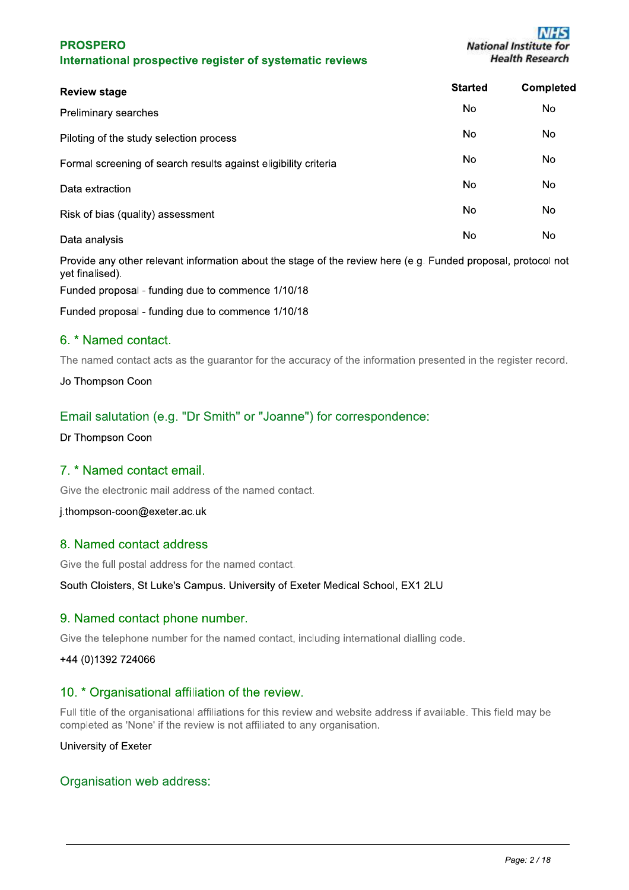| Review stage | Started | Completed |
| --- | --- | --- |
| Preliminary searches | No | No |
| Piloting of the study selection process | No | No |
| Formal screening of search results against eligibility criteria | No | No |
| Data extraction | No | No |
| Risk of bias (quality) assessment | No | No |
| Data analysis | No | No |

Provide any other relevant information about the stage of the review here (e.g. Funded proposal, protocol not yet finalised).

Funded proposal - funding due to commence 1/10/18

Funded proposal - funding due to commence 1/10/18

## 6. * Named contact.

The named contact acts as the guarantor for the accuracy of the information presented in the register record.

Jo Thompson Coon

## Email salutation (e.g. "Dr Smith" or "Joanne") for correspondence:

Dr Thompson Coon

## 7. * Named contact email.

Give the electronic mail address of the named contact.

j.thompson-coon@exeter.ac.uk

## 8. Named contact address

Give the full postal address for the named contact.

South Cloisters, St Luke's Campus. University of Exeter Medical School, EX1 2LU

## 9. Named contact phone number.

Give the telephone number for the named contact, including international dialling code.

+44 (0)1392 724066

## 10. * Organisational affiliation of the review.

Full title of the organisational affiliations for this review and website address if available. This field may be completed as 'None' if the review is not affiliated to any organisation.

University of Exeter

## Organisation web address: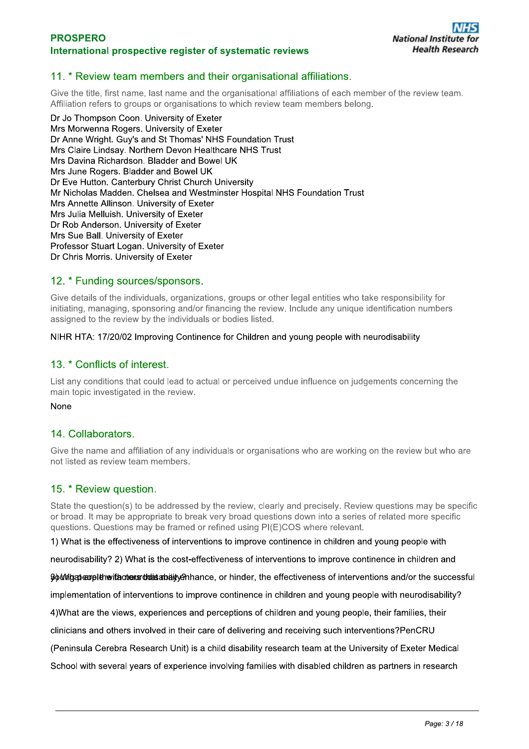### 11. * Review team members and their organisational affiliations.

Give the title, first name, last name and the organisational affiliations of each member of the review team. Affiliation refers to groups or organisations to which review team members belong.

Dr Jo Thompson Coon. University of Exeter
Mrs Morwenna Rogers. University of Exeter
Dr Anne Wright. Guy's and St Thomas' NHS Foundation Trust
Mrs Claire Lindsay. Northern Devon Healthcare NHS Trust
Mrs Davina Richardson. Bladder and Bowel UK
Mrs June Rogers. Bladder and Bowel UK
Dr Eve Hutton. Canterbury Christ Church University
Mr Nicholas Madden. Chelsea and Westminster Hospital NHS Foundation Trust
Mrs Annette Allinson. University of Exeter
Mrs Julia Melluish. University of Exeter
Dr Rob Anderson. University of Exeter
Mrs Sue Ball. University of Exeter
Professor Stuart Logan. University of Exeter
Dr Chris Morris. University of Exeter

### 12. * Funding sources/sponsors.

Give details of the individuals, organizations, groups or other legal entities who take responsibility for initiating, managing, sponsoring and/or financing the review. Include any unique identification numbers assigned to the review by the individuals or bodies listed.

NIHR HTA: 17/20/02 Improving Continence for Children and young people with neurodisability

### 13. * Conflicts of interest.

List any conditions that could lead to actual or perceived undue influence on judgements concerning the main topic investigated in the review.

None

### 14. Collaborators.

Give the name and affiliation of any individuals or organisations who are working on the review but who are not listed as review team members.

### 15. * Review question.

State the question(s) to be addressed by the review, clearly and precisely. Review questions may be specific or broad. It may be appropriate to break very broad questions down into a series of related more specific questions. Questions may be framed or refined using PI(E)COS where relevant.

1) What is the effectiveness of interventions to improve continence in children and young people with neurodisability? 2) What is the cost-effectiveness of interventions to improve continence in children and young people with neurodisability? 3) What are the factors that enhance, or hinder, the effectiveness of interventions and/or the successful implementation of interventions to improve continence in children and young people with neurodisability? 4)What are the views, experiences and perceptions of children and young people, their families, their clinicians and others involved in their care of delivering and receiving such interventions?PenCRU (Peninsula Cerebra Research Unit) is a child disability research team at the University of Exeter Medical School with several years of experience involving families with disabled children as partners in research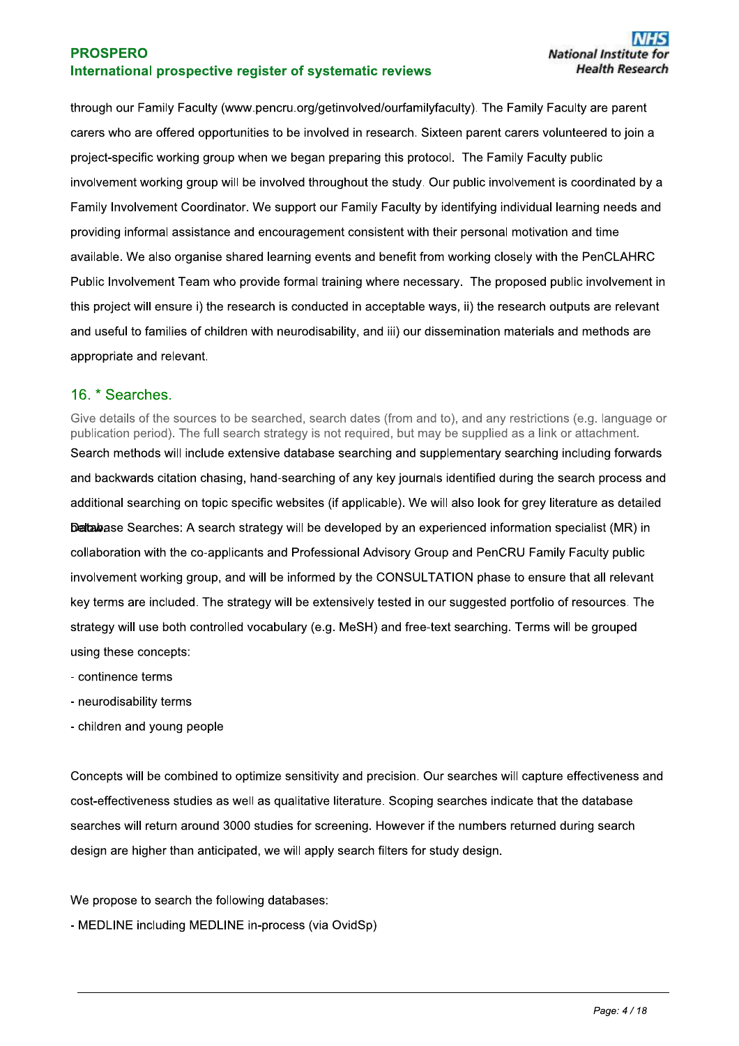through our Family Faculty (www.pencru.org/getinvolved/ourfamilyfaculty). The Family Faculty are parent carers who are offered opportunities to be involved in research. Sixteen parent carers volunteered to join a project-specific working group when we began preparing this protocol. The Family Faculty public involvement working group will be involved throughout the study. Our public involvement is coordinated by a Family Involvement Coordinator. We support our Family Faculty by identifying individual learning needs and providing informal assistance and encouragement consistent with their personal motivation and time available. We also organise shared learning events and benefit from working closely with the PenCLAHRC Public Involvement Team who provide formal training where necessary. The proposed public involvement in this project will ensure i) the research is conducted in acceptable ways, ii) the research outputs are relevant and useful to families of children with neurodisability, and iii) our dissemination materials and methods are appropriate and relevant.

## 16. * Searches.

Give details of the sources to be searched, search dates (from and to), and any restrictions (e.g. language or publication period). The full search strategy is not required, but may be supplied as a link or attachment.

Search methods will include extensive database searching and supplementary searching including forwards and backwards citation chasing, hand-searching of any key journals identified during the search process and additional searching on topic specific websites (if applicable). We will also look for grey literature as detailed below.

Database Searches: A search strategy will be developed by an experienced information specialist (MR) in collaboration with the co-applicants and Professional Advisory Group and PenCRU Family Faculty public involvement working group, and will be informed by the CONSULTATION phase to ensure that all relevant key terms are included. The strategy will be extensively tested in our suggested portfolio of resources. The strategy will use both controlled vocabulary (e.g. MeSH) and free-text searching. Terms will be grouped using these concepts:

- continence terms
- neurodisability terms
- children and young people

Concepts will be combined to optimize sensitivity and precision. Our searches will capture effectiveness and cost-effectiveness studies as well as qualitative literature. Scoping searches indicate that the database searches will return around 3000 studies for screening. However if the numbers returned during search design are higher than anticipated, we will apply search filters for study design.

We propose to search the following databases:

- MEDLINE including MEDLINE in-process (via OvidSp)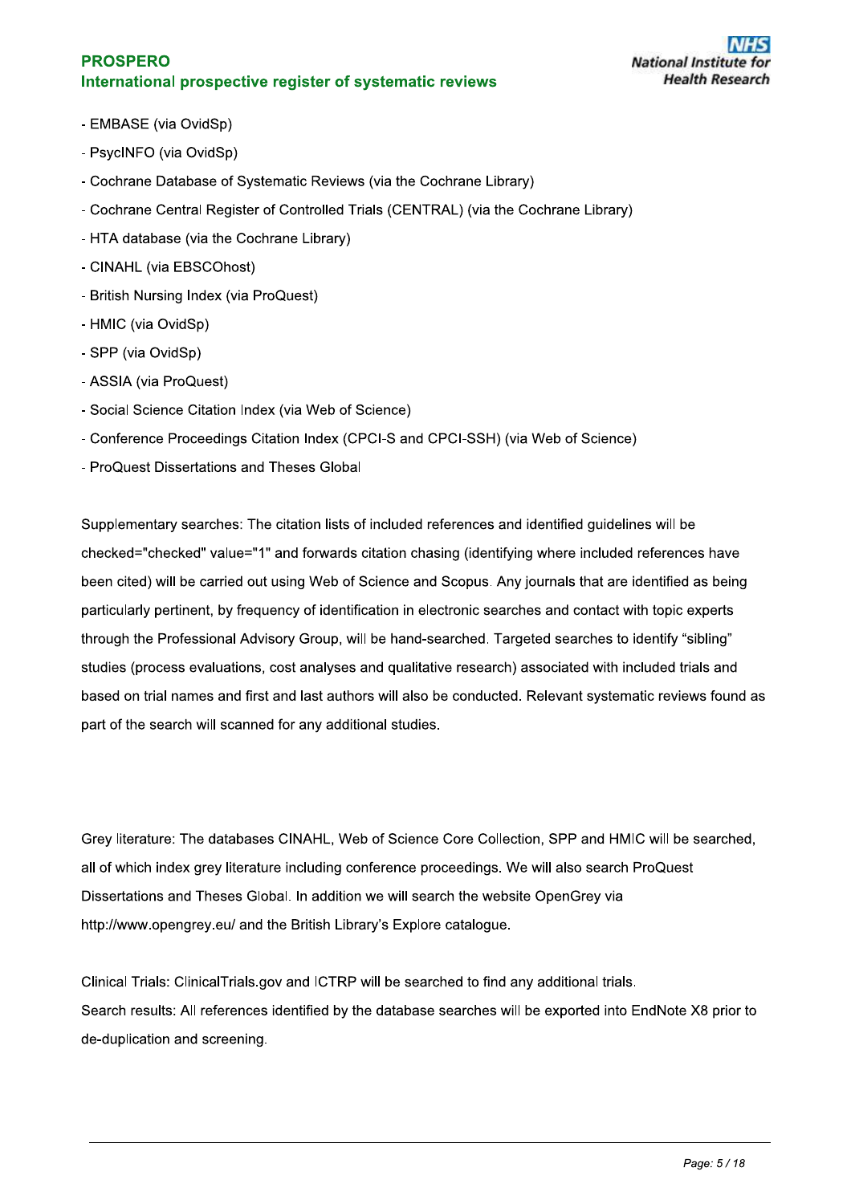- EMBASE (via OvidSp)
- PsycINFO (via OvidSp)
- Cochrane Database of Systematic Reviews (via the Cochrane Library)
- Cochrane Central Register of Controlled Trials (CENTRAL) (via the Cochrane Library)
- HTA database (via the Cochrane Library)
- CINAHL (via EBSCOhost)
- British Nursing Index (via ProQuest)
- HMIC (via OvidSp)
- SPP (via OvidSp)
- ASSIA (via ProQuest)
- Social Science Citation Index (via Web of Science)
- Conference Proceedings Citation Index (CPCI-S and CPCI-SSH) (via Web of Science)
- ProQuest Dissertations and Theses Global

Supplementary searches: The citation lists of included references and identified guidelines will be checked="checked" value="1" and forwards citation chasing (identifying where included references have been cited) will be carried out using Web of Science and Scopus. Any journals that are identified as being particularly pertinent, by frequency of identification in electronic searches and contact with topic experts through the Professional Advisory Group, will be hand-searched. Targeted searches to identify "sibling" studies (process evaluations, cost analyses and qualitative research) associated with included trials and based on trial names and first and last authors will also be conducted. Relevant systematic reviews found as part of the search will scanned for any additional studies.

Grey literature: The databases CINAHL, Web of Science Core Collection, SPP and HMIC will be searched, all of which index grey literature including conference proceedings. We will also search ProQuest Dissertations and Theses Global. In addition we will search the website OpenGrey via http://www.opengrey.eu/ and the British Library's Explore catalogue.

Clinical Trials: ClinicalTrials.gov and ICTRP will be searched to find any additional trials.
Search results: All references identified by the database searches will be exported into EndNote X8 prior to de-duplication and screening.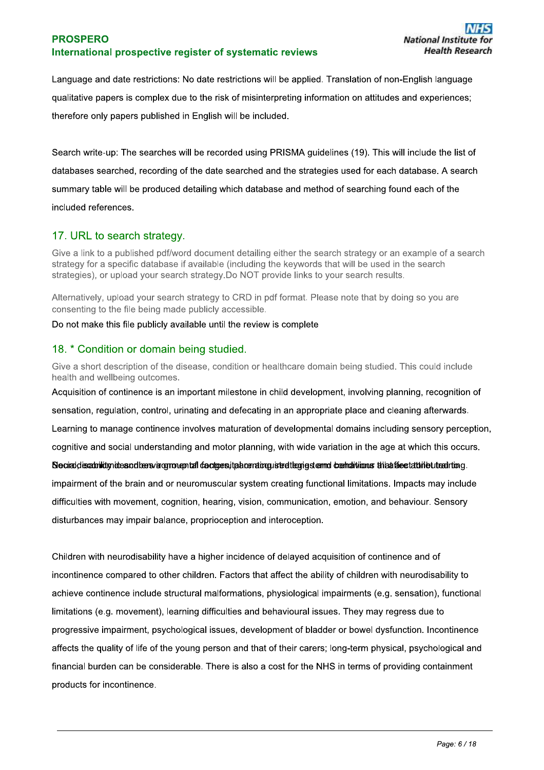Language and date restrictions: No date restrictions will be applied. Translation of non-English language qualitative papers is complex due to the risk of misinterpreting information on attitudes and experiences; therefore only papers published in English will be included.

Search write-up: The searches will be recorded using PRISMA guidelines (19). This will include the list of databases searched, recording of the date searched and the strategies used for each database. A search summary table will be produced detailing which database and method of searching found each of the included references.

## 17. URL to search strategy.

Give a link to a published pdf/word document detailing either the search strategy or an example of a search strategy for a specific database if available (including the keywords that will be used in the search strategies), or upload your search strategy.Do NOT provide links to your search results.

Alternatively, upload your search strategy to CRD in pdf format. Please note that by doing so you are consenting to the file being made publicly accessible.

Do not make this file publicly available until the review is complete

## 18. * Condition or domain being studied.

Give a short description of the disease, condition or healthcare domain being studied. This could include health and wellbeing outcomes.

Acquisition of continence is an important milestone in child development, involving planning, recognition of sensation, regulation, control, urinating and defecating in an appropriate place and cleaning afterwards. Learning to manage continence involves maturation of developmental domains including sensory perception, cognitive and social understanding and motor planning, with wide variation in the age at which this occurs. Social, cultural and environmental factors, parenting strategies and behaviours that affect toileting. Neurodisability describes a group of congenital or acquired long-term conditions that are attributed to impairment of the brain and or neuromuscular system creating functional limitations. Impacts may include difficulties with movement, cognition, hearing, vision, communication, emotion, and behaviour. Sensory disturbances may impair balance, proprioception and interoception.

Children with neurodisability have a higher incidence of delayed acquisition of continence and of incontinence compared to other children. Factors that affect the ability of children with neurodisability to achieve continence include structural malformations, physiological impairments (e.g. sensation), functional limitations (e.g. movement), learning difficulties and behavioural issues. They may regress due to progressive impairment, psychological issues, development of bladder or bowel dysfunction. Incontinence affects the quality of life of the young person and that of their carers; long-term physical, psychological and financial burden can be considerable. There is also a cost for the NHS in terms of providing containment products for incontinence.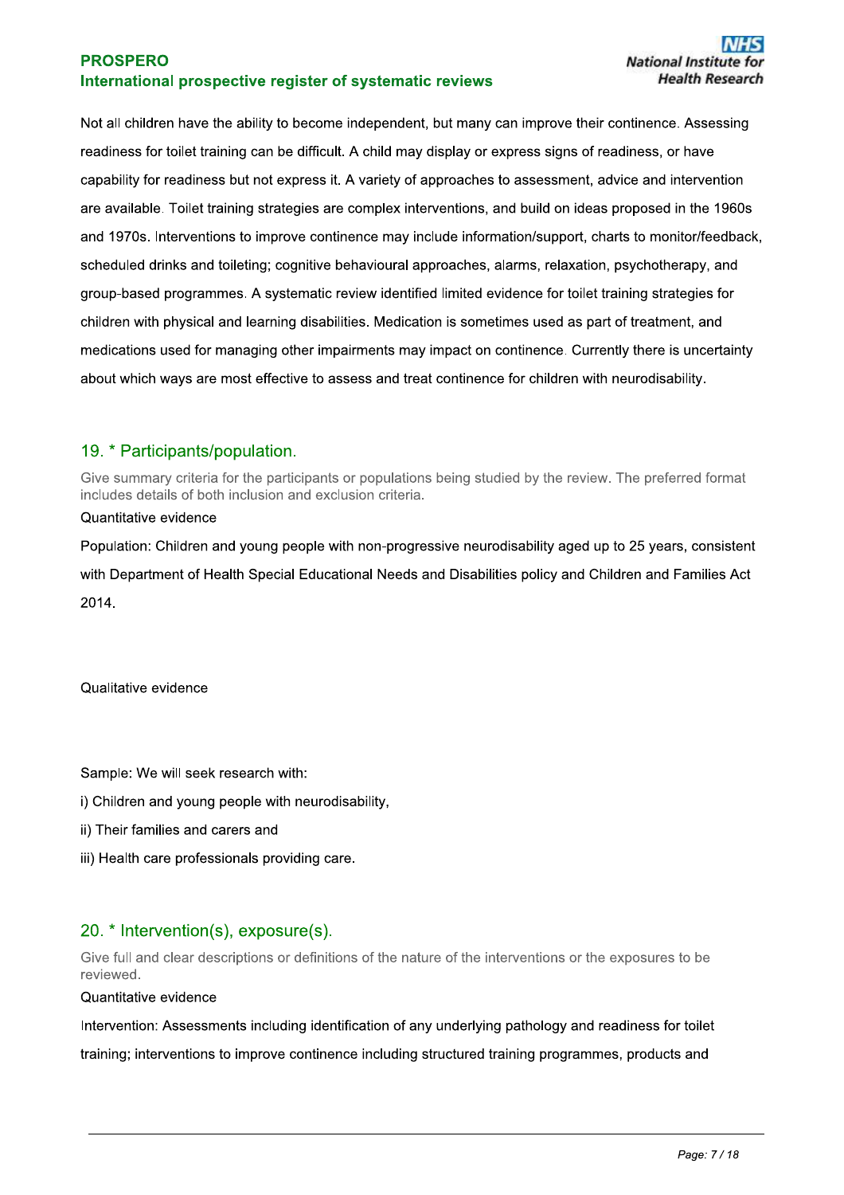Not all children have the ability to become independent, but many can improve their continence. Assessing readiness for toilet training can be difficult. A child may display or express signs of readiness, or have capability for readiness but not express it. A variety of approaches to assessment, advice and intervention are available. Toilet training strategies are complex interventions, and build on ideas proposed in the 1960s and 1970s. Interventions to improve continence may include information/support, charts to monitor/feedback, scheduled drinks and toileting; cognitive behavioural approaches, alarms, relaxation, psychotherapy, and group-based programmes. A systematic review identified limited evidence for toilet training strategies for children with physical and learning disabilities. Medication is sometimes used as part of treatment, and medications used for managing other impairments may impact on continence. Currently there is uncertainty about which ways are most effective to assess and treat continence for children with neurodisability.

## 19. * Participants/population.

Give summary criteria for the participants or populations being studied by the review. The preferred format includes details of both inclusion and exclusion criteria.

Quantitative evidence

Population: Children and young people with non-progressive neurodisability aged up to 25 years, consistent with Department of Health Special Educational Needs and Disabilities policy and Children and Families Act 2014.

Qualitative evidence

Sample: We will seek research with:

i) Children and young people with neurodisability,

ii) Their families and carers and

iii) Health care professionals providing care.

## 20. * Intervention(s), exposure(s).

Give full and clear descriptions or definitions of the nature of the interventions or the exposures to be reviewed.

Quantitative evidence

Intervention: Assessments including identification of any underlying pathology and readiness for toilet training; interventions to improve continence including structured training programmes, products and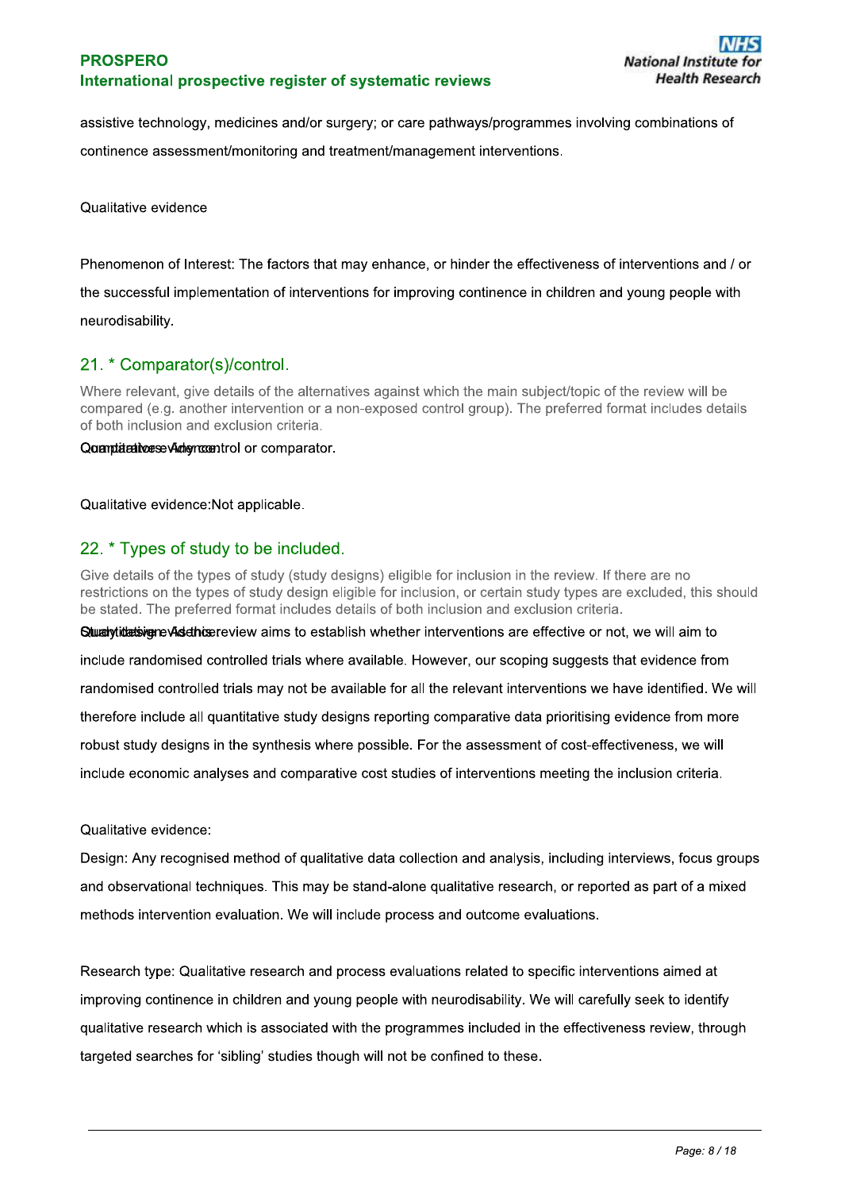assistive technology, medicines and/or surgery; or care pathways/programmes involving combinations of continence assessment/monitoring and treatment/management interventions.

Qualitative evidence

Phenomenon of Interest: The factors that may enhance, or hinder the effectiveness of interventions and / or the successful implementation of interventions for improving continence in children and young people with neurodisability.

## 21. * Comparator(s)/control.

Where relevant, give details of the alternatives against which the main subject/topic of the review will be compared (e.g. another intervention or a non-exposed control group). The preferred format includes details of both inclusion and exclusion criteria.

Quantitative evidence: Any control or comparator.

Qualitative evidence:Not applicable.

## 22. * Types of study to be included.

Give details of the types of study (study designs) eligible for inclusion in the review. If there are no restrictions on the types of study design eligible for inclusion, or certain study types are excluded, this should be stated. The preferred format includes details of both inclusion and exclusion criteria.

Quantitative evidence: Study design: As this review aims to establish whether interventions are effective or not, we will aim to include randomised controlled trials where available. However, our scoping suggests that evidence from randomised controlled trials may not be available for all the relevant interventions we have identified. We will therefore include all quantitative study designs reporting comparative data prioritising evidence from more robust study designs in the synthesis where possible. For the assessment of cost-effectiveness, we will include economic analyses and comparative cost studies of interventions meeting the inclusion criteria.

Qualitative evidence:

Design: Any recognised method of qualitative data collection and analysis, including interviews, focus groups and observational techniques. This may be stand-alone qualitative research, or reported as part of a mixed methods intervention evaluation. We will include process and outcome evaluations.

Research type: Qualitative research and process evaluations related to specific interventions aimed at improving continence in children and young people with neurodisability. We will carefully seek to identify qualitative research which is associated with the programmes included in the effectiveness review, through targeted searches for 'sibling' studies though will not be confined to these.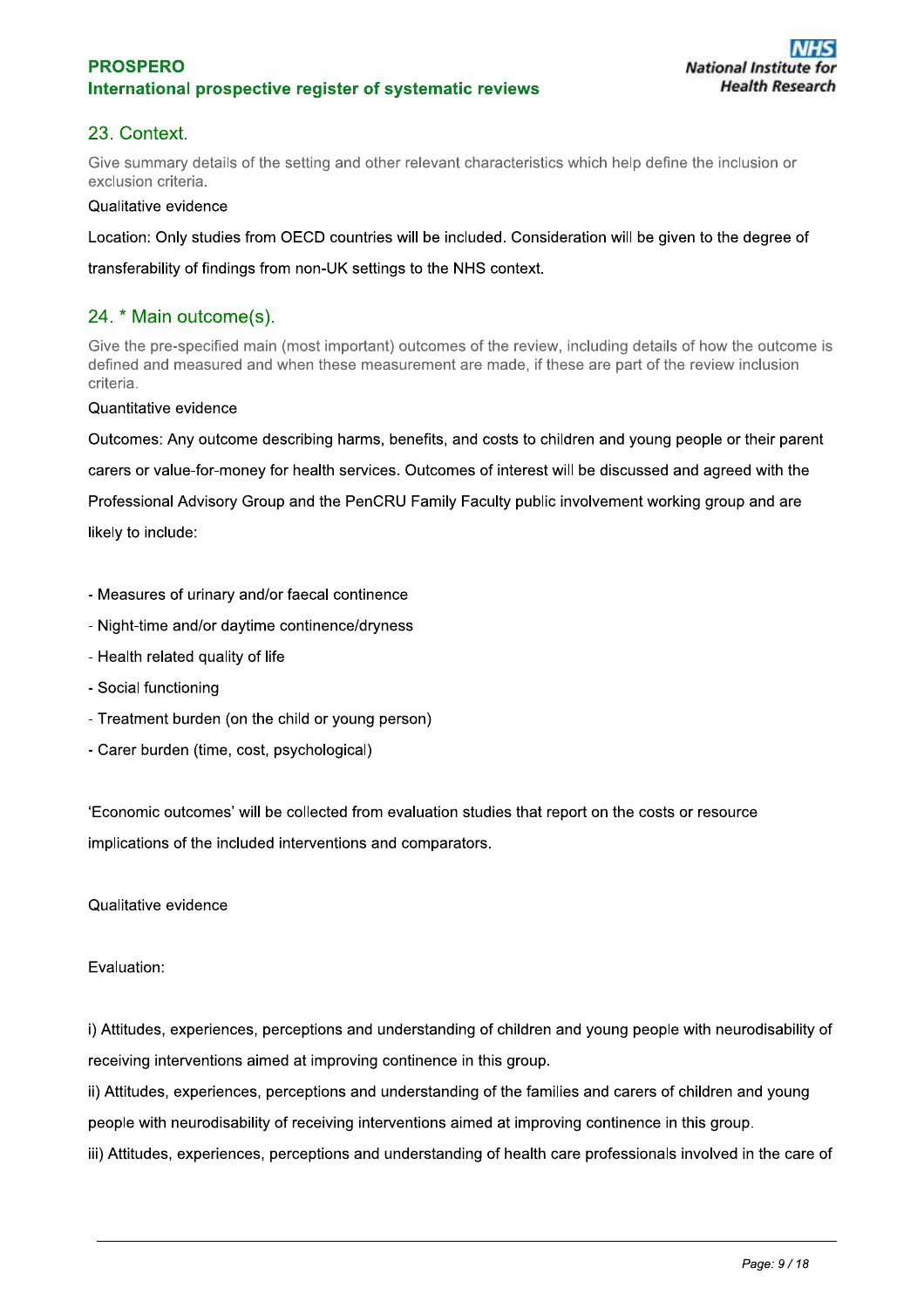## 23. Context.

Give summary details of the setting and other relevant characteristics which help define the inclusion or exclusion criteria.

Qualitative evidence

Location: Only studies from OECD countries will be included. Consideration will be given to the degree of transferability of findings from non-UK settings to the NHS context.

## 24. * Main outcome(s).

Give the pre-specified main (most important) outcomes of the review, including details of how the outcome is defined and measured and when these measurement are made, if these are part of the review inclusion criteria.

Quantitative evidence

Outcomes: Any outcome describing harms, benefits, and costs to children and young people or their parent carers or value-for-money for health services. Outcomes of interest will be discussed and agreed with the Professional Advisory Group and the PenCRU Family Faculty public involvement working group and are likely to include:

- Measures of urinary and/or faecal continence
- Night-time and/or daytime continence/dryness
- Health related quality of life
- Social functioning
- Treatment burden (on the child or young person)
- Carer burden (time, cost, psychological)

'Economic outcomes' will be collected from evaluation studies that report on the costs or resource implications of the included interventions and comparators.

Qualitative evidence

Evaluation:

i) Attitudes, experiences, perceptions and understanding of children and young people with neurodisability of receiving interventions aimed at improving continence in this group.

ii) Attitudes, experiences, perceptions and understanding of the families and carers of children and young people with neurodisability of receiving interventions aimed at improving continence in this group.

iii) Attitudes, experiences, perceptions and understanding of health care professionals involved in the care of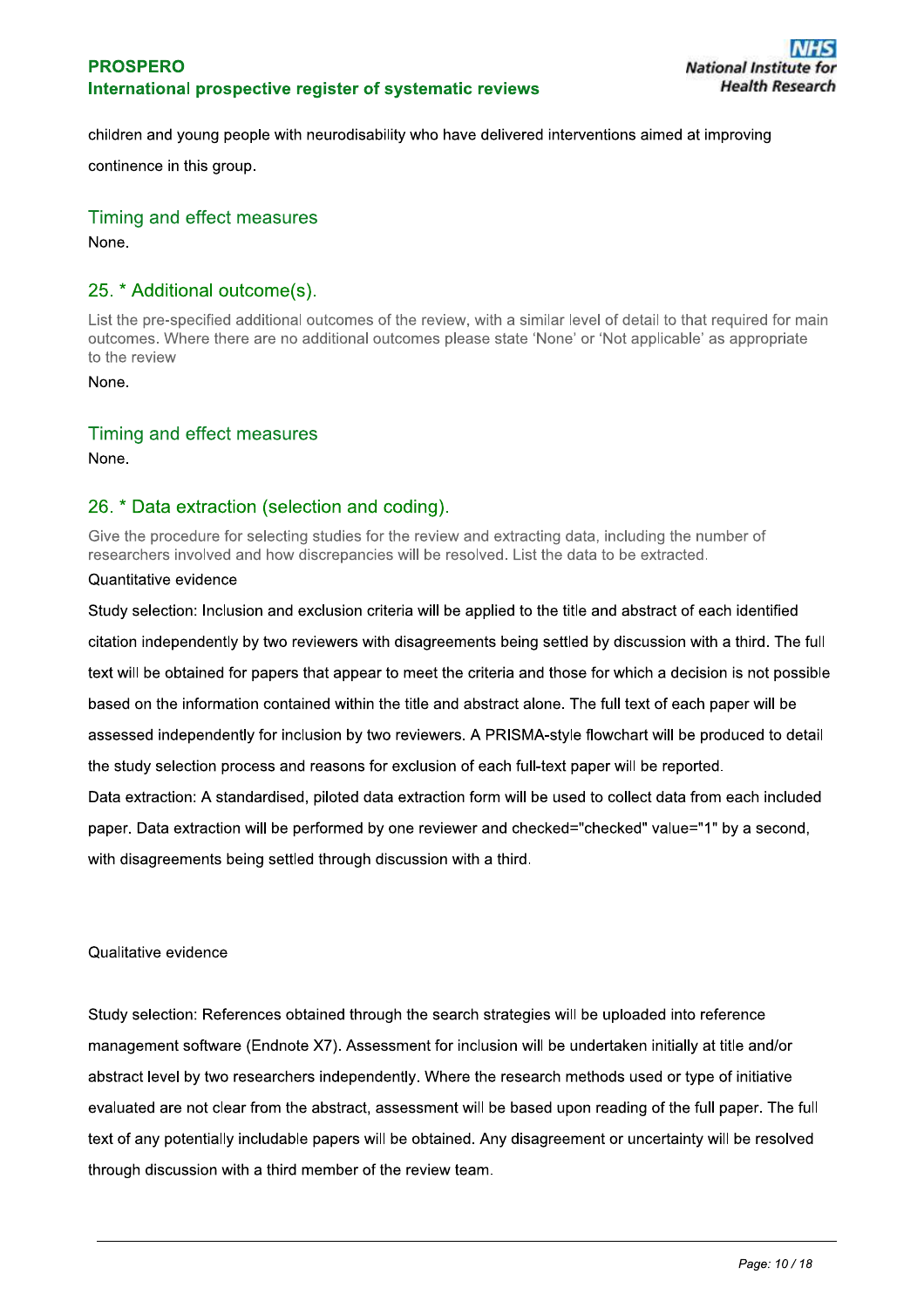children and young people with neurodisability who have delivered interventions aimed at improving continence in this group.

### Timing and effect measures

None.

## 25. * Additional outcome(s).

List the pre-specified additional outcomes of the review, with a similar level of detail to that required for main outcomes. Where there are no additional outcomes please state 'None' or 'Not applicable' as appropriate to the review

None.

### Timing and effect measures

None.

## 26. * Data extraction (selection and coding).

Give the procedure for selecting studies for the review and extracting data, including the number of researchers involved and how discrepancies will be resolved. List the data to be extracted.

Quantitative evidence

Study selection: Inclusion and exclusion criteria will be applied to the title and abstract of each identified citation independently by two reviewers with disagreements being settled by discussion with a third. The full text will be obtained for papers that appear to meet the criteria and those for which a decision is not possible based on the information contained within the title and abstract alone. The full text of each paper will be assessed independently for inclusion by two reviewers. A PRISMA-style flowchart will be produced to detail the study selection process and reasons for exclusion of each full-text paper will be reported.

Data extraction: A standardised, piloted data extraction form will be used to collect data from each included paper. Data extraction will be performed by one reviewer and checked="checked" value="1" by a second, with disagreements being settled through discussion with a third.

Qualitative evidence

Study selection: References obtained through the search strategies will be uploaded into reference management software (Endnote X7). Assessment for inclusion will be undertaken initially at title and/or abstract level by two researchers independently. Where the research methods used or type of initiative evaluated are not clear from the abstract, assessment will be based upon reading of the full paper. The full text of any potentially includable papers will be obtained. Any disagreement or uncertainty will be resolved through discussion with a third member of the review team.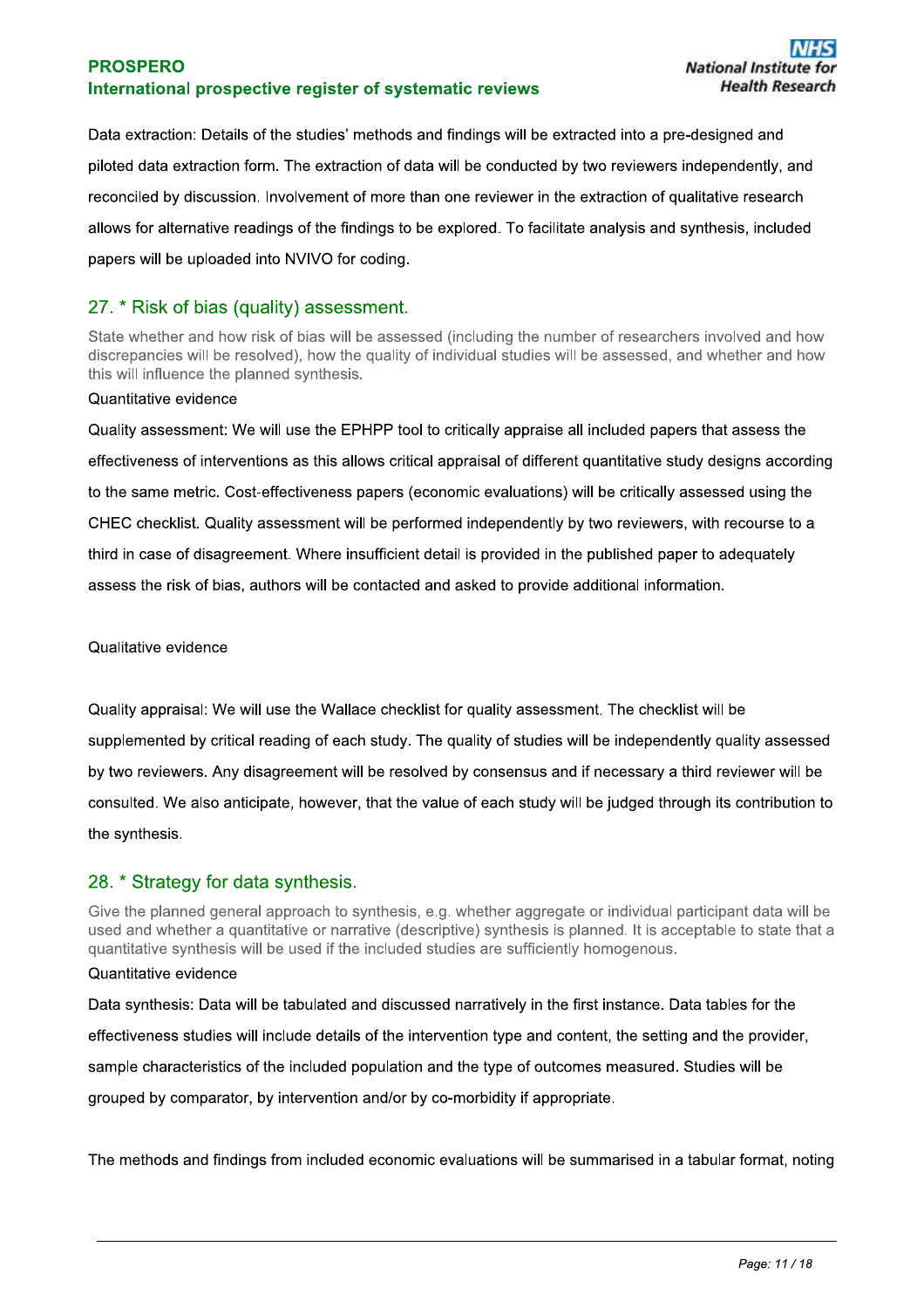Data extraction: Details of the studies' methods and findings will be extracted into a pre-designed and piloted data extraction form. The extraction of data will be conducted by two reviewers independently, and reconciled by discussion. Involvement of more than one reviewer in the extraction of qualitative research allows for alternative readings of the findings to be explored. To facilitate analysis and synthesis, included papers will be uploaded into NVIVO for coding.

## 27. * Risk of bias (quality) assessment.

State whether and how risk of bias will be assessed (including the number of researchers involved and how discrepancies will be resolved), how the quality of individual studies will be assessed, and whether and how this will influence the planned synthesis.

Quantitative evidence

Quality assessment: We will use the EPHPP tool to critically appraise all included papers that assess the effectiveness of interventions as this allows critical appraisal of different quantitative study designs according to the same metric. Cost-effectiveness papers (economic evaluations) will be critically assessed using the CHEC checklist. Quality assessment will be performed independently by two reviewers, with recourse to a third in case of disagreement. Where insufficient detail is provided in the published paper to adequately assess the risk of bias, authors will be contacted and asked to provide additional information.

Qualitative evidence

Quality appraisal: We will use the Wallace checklist for quality assessment. The checklist will be supplemented by critical reading of each study. The quality of studies will be independently quality assessed by two reviewers. Any disagreement will be resolved by consensus and if necessary a third reviewer will be consulted. We also anticipate, however, that the value of each study will be judged through its contribution to the synthesis.

## 28. * Strategy for data synthesis.

Give the planned general approach to synthesis, e.g. whether aggregate or individual participant data will be used and whether a quantitative or narrative (descriptive) synthesis is planned. It is acceptable to state that a quantitative synthesis will be used if the included studies are sufficiently homogenous.

Quantitative evidence

Data synthesis: Data will be tabulated and discussed narratively in the first instance. Data tables for the effectiveness studies will include details of the intervention type and content, the setting and the provider, sample characteristics of the included population and the type of outcomes measured. Studies will be grouped by comparator, by intervention and/or by co-morbidity if appropriate.

The methods and findings from included economic evaluations will be summarised in a tabular format, noting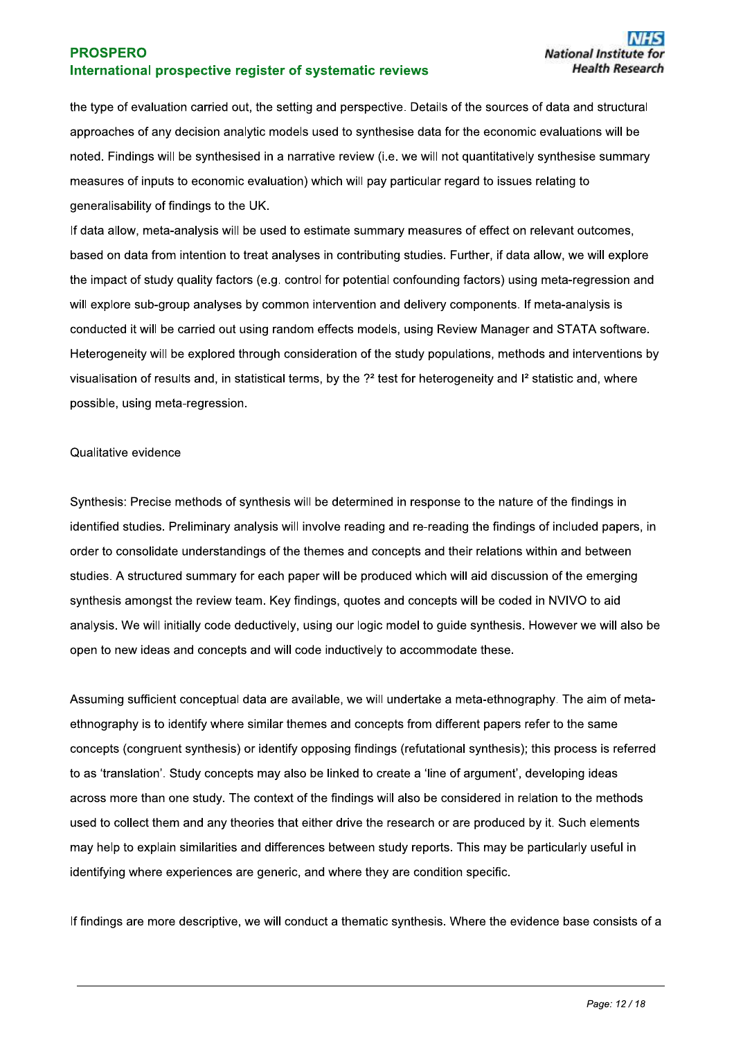the type of evaluation carried out, the setting and perspective. Details of the sources of data and structural approaches of any decision analytic models used to synthesise data for the economic evaluations will be noted. Findings will be synthesised in a narrative review (i.e. we will not quantitatively synthesise summary measures of inputs to economic evaluation) which will pay particular regard to issues relating to generalisability of findings to the UK.

If data allow, meta-analysis will be used to estimate summary measures of effect on relevant outcomes, based on data from intention to treat analyses in contributing studies. Further, if data allow, we will explore the impact of study quality factors (e.g. control for potential confounding factors) using meta-regression and will explore sub-group analyses by common intervention and delivery components. If meta-analysis is conducted it will be carried out using random effects models, using Review Manager and STATA software. Heterogeneity will be explored through consideration of the study populations, methods and interventions by visualisation of results and, in statistical terms, by the ?² test for heterogeneity and $I^2$ statistic and, where possible, using meta-regression.

Qualitative evidence

Synthesis: Precise methods of synthesis will be determined in response to the nature of the findings in identified studies. Preliminary analysis will involve reading and re-reading the findings of included papers, in order to consolidate understandings of the themes and concepts and their relations within and between studies. A structured summary for each paper will be produced which will aid discussion of the emerging synthesis amongst the review team. Key findings, quotes and concepts will be coded in NVIVO to aid analysis. We will initially code deductively, using our logic model to guide synthesis. However we will also be open to new ideas and concepts and will code inductively to accommodate these.

Assuming sufficient conceptual data are available, we will undertake a meta-ethnography. The aim of meta-ethnography is to identify where similar themes and concepts from different papers refer to the same concepts (congruent synthesis) or identify opposing findings (refutational synthesis); this process is referred to as 'translation'. Study concepts may also be linked to create a 'line of argument', developing ideas across more than one study. The context of the findings will also be considered in relation to the methods used to collect them and any theories that either drive the research or are produced by it. Such elements may help to explain similarities and differences between study reports. This may be particularly useful in identifying where experiences are generic, and where they are condition specific.

If findings are more descriptive, we will conduct a thematic synthesis. Where the evidence base consists of a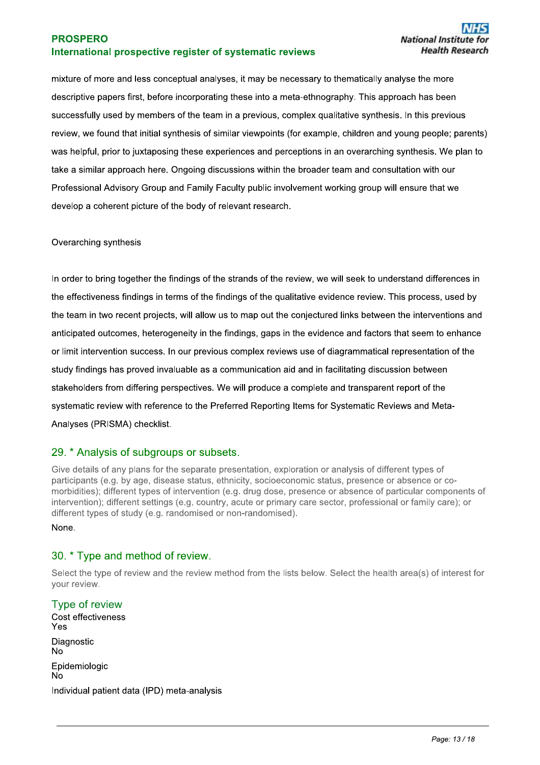mixture of more and less conceptual analyses, it may be necessary to thematically analyse the more descriptive papers first, before incorporating these into a meta-ethnography. This approach has been successfully used by members of the team in a previous, complex qualitative synthesis. In this previous review, we found that initial synthesis of similar viewpoints (for example, children and young people; parents) was helpful, prior to juxtaposing these experiences and perceptions in an overarching synthesis. We plan to take a similar approach here. Ongoing discussions within the broader team and consultation with our Professional Advisory Group and Family Faculty public involvement working group will ensure that we develop a coherent picture of the body of relevant research.

Overarching synthesis

In order to bring together the findings of the strands of the review, we will seek to understand differences in the effectiveness findings in terms of the findings of the qualitative evidence review. This process, used by the team in two recent projects, will allow us to map out the conjectured links between the interventions and anticipated outcomes, heterogeneity in the findings, gaps in the evidence and factors that seem to enhance or limit intervention success. In our previous complex reviews use of diagrammatical representation of the study findings has proved invaluable as a communication aid and in facilitating discussion between stakeholders from differing perspectives. We will produce a complete and transparent report of the systematic review with reference to the Preferred Reporting Items for Systematic Reviews and Meta-Analyses (PRISMA) checklist.

## 29. * Analysis of subgroups or subsets.

Give details of any plans for the separate presentation, exploration or analysis of different types of participants (e.g. by age, disease status, ethnicity, socioeconomic status, presence or absence or co-morbidities); different types of intervention (e.g. drug dose, presence or absence of particular components of intervention); different settings (e.g. country, acute or primary care sector, professional or family care); or different types of study (e.g. randomised or non-randomised).

None.

## 30. * Type and method of review.

Select the type of review and the review method from the lists below. Select the health area(s) of interest for your review.

### Type of review

Cost effectiveness
Yes

Diagnostic
No

Epidemiologic
No

Individual patient data (IPD) meta-analysis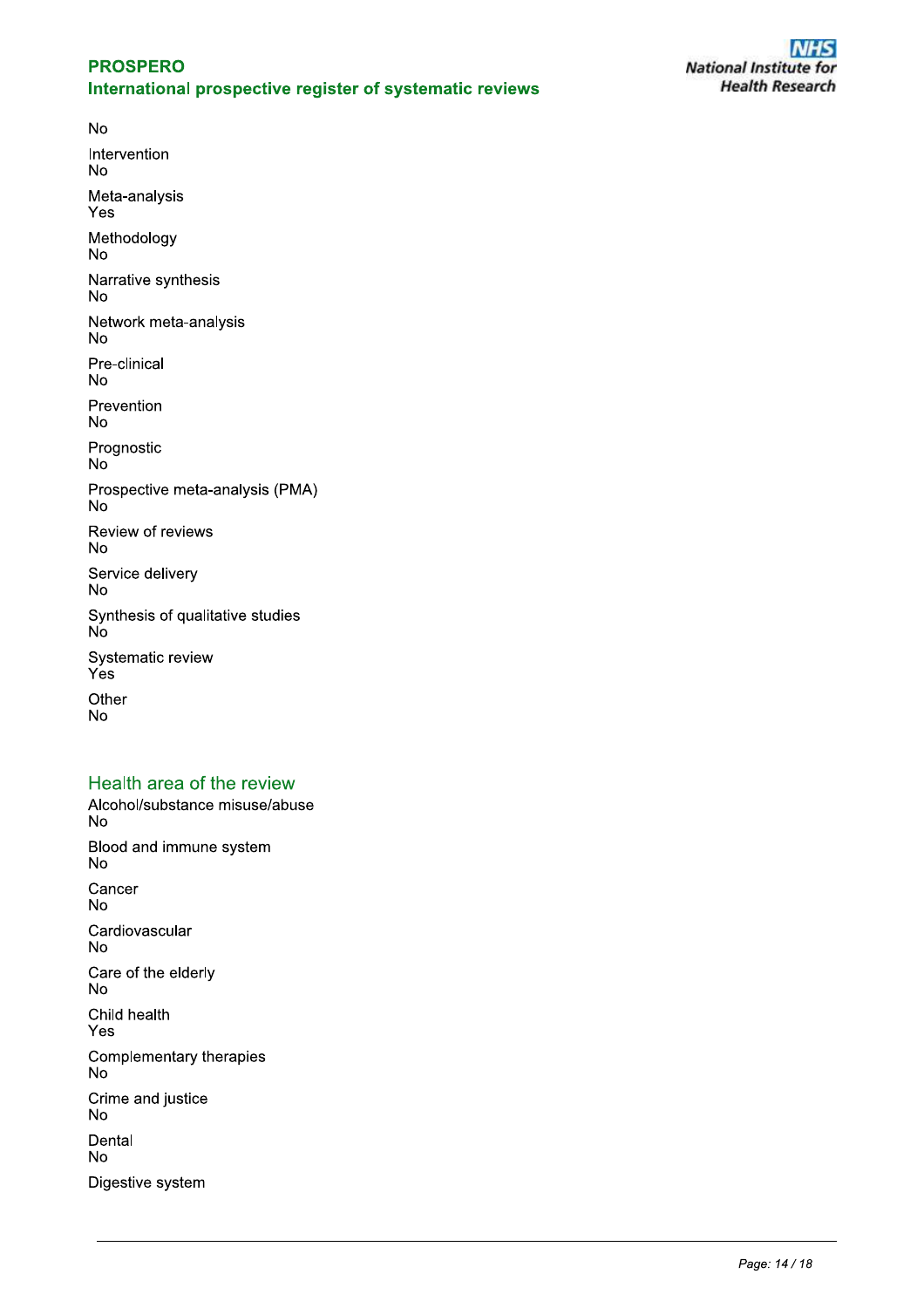No

Intervention
No

Meta-analysis
Yes

Methodology
No

Narrative synthesis
No

Network meta-analysis
No

Pre-clinical
No

Prevention
No

Prognostic
No

Prospective meta-analysis (PMA)
No

Review of reviews
No

Service delivery
No

Synthesis of qualitative studies
No

Systematic review
Yes

Other
No

## Health area of the review

Alcohol/substance misuse/abuse
No

Blood and immune system
No

Cancer
No

Cardiovascular
No

Care of the elderly
No

Child health
Yes

Complementary therapies
No

Crime and justice
No

Dental
No

Digestive system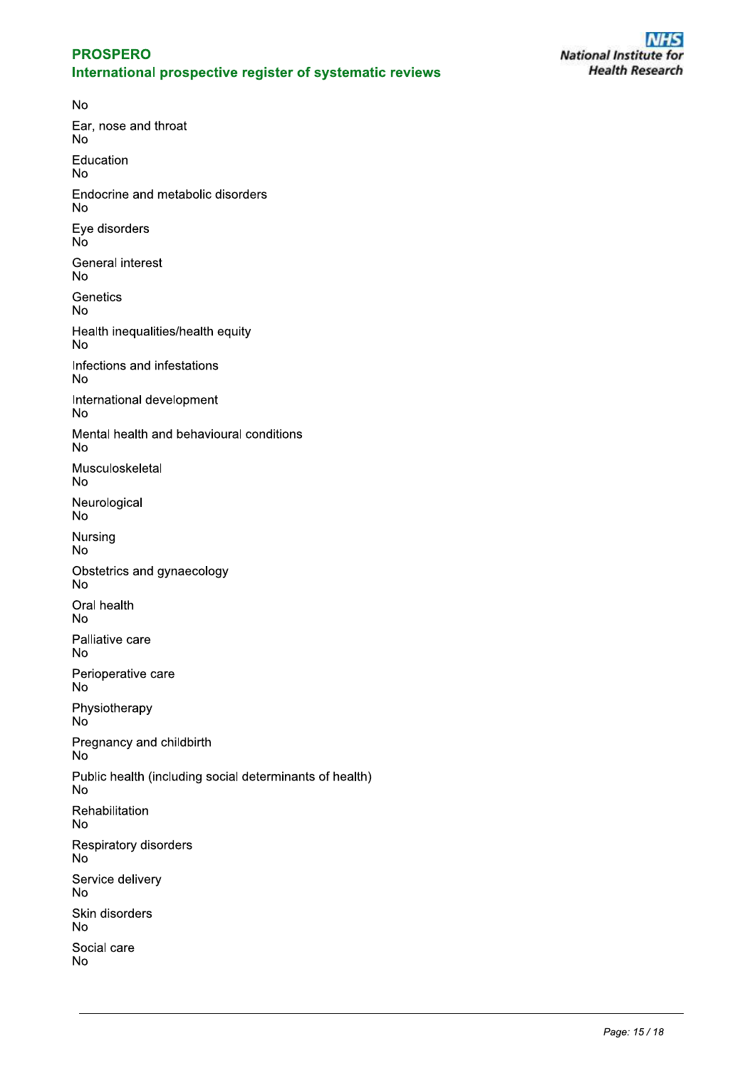No

Ear, nose and throat
No

Education
No

Endocrine and metabolic disorders
No

Eye disorders
No

General interest
No

Genetics
No

Health inequalities/health equity
No

Infections and infestations
No

International development
No

Mental health and behavioural conditions
No

Musculoskeletal
No

Neurological
No

Nursing
No

Obstetrics and gynaecology
No

Oral health
No

Palliative care
No

Perioperative care
No

Physiotherapy
No

Pregnancy and childbirth
No

Public health (including social determinants of health)
No

Rehabilitation
No

Respiratory disorders
No

Service delivery
No

Skin disorders
No

Social care
No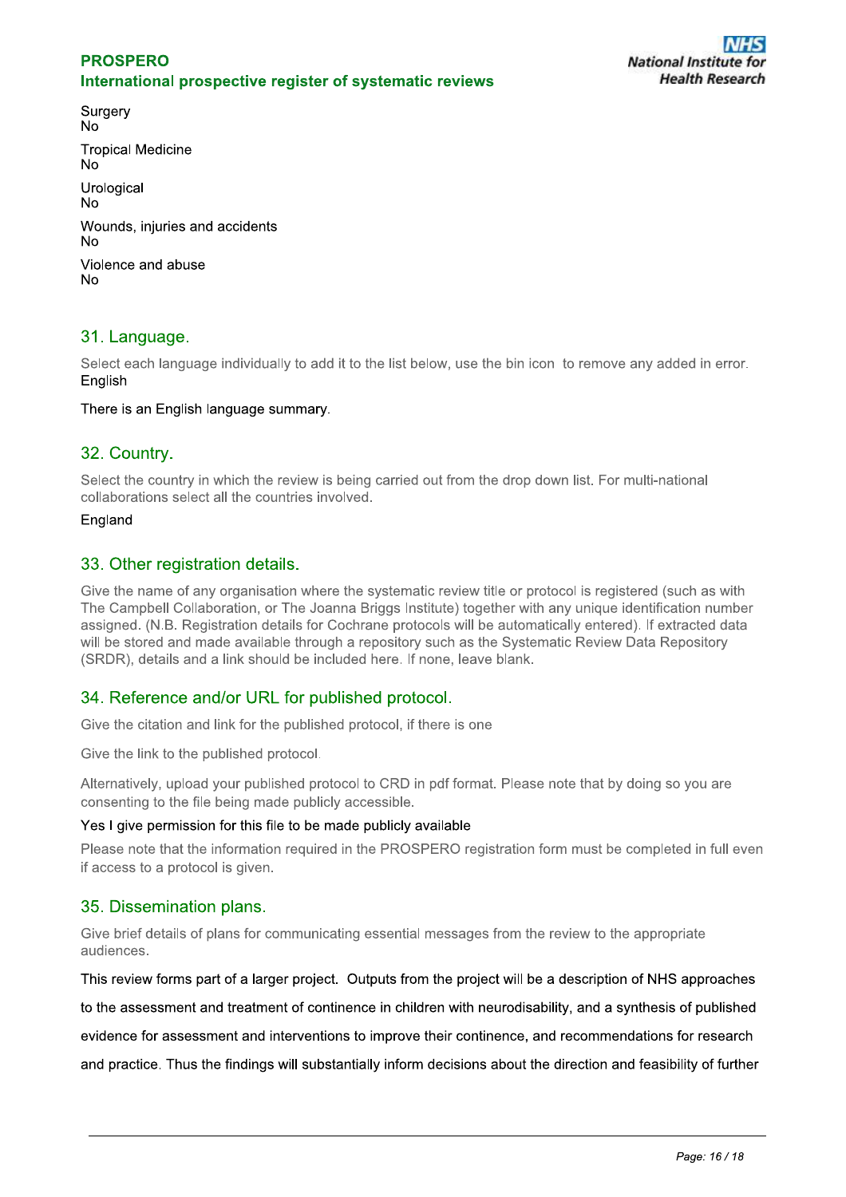Surgery
No

Tropical Medicine
No

Urological
No

Wounds, injuries and accidents
No

Violence and abuse
No

## 31. Language.

Select each language individually to add it to the list below, use the bin icon to remove any added in error.

English

There is an English language summary.

## 32. Country.

Select the country in which the review is being carried out from the drop down list. For multi-national collaborations select all the countries involved.

England

## 33. Other registration details.

Give the name of any organisation where the systematic review title or protocol is registered (such as with The Campbell Collaboration, or The Joanna Briggs Institute) together with any unique identification number assigned. (N.B. Registration details for Cochrane protocols will be automatically entered). If extracted data will be stored and made available through a repository such as the Systematic Review Data Repository (SRDR), details and a link should be included here. If none, leave blank.

## 34. Reference and/or URL for published protocol.

Give the citation and link for the published protocol, if there is one

Give the link to the published protocol.

Alternatively, upload your published protocol to CRD in pdf format. Please note that by doing so you are consenting to the file being made publicly accessible.

Yes I give permission for this file to be made publicly available

Please note that the information required in the PROSPERO registration form must be completed in full even if access to a protocol is given.

## 35. Dissemination plans.

Give brief details of plans for communicating essential messages from the review to the appropriate audiences.

This review forms part of a larger project. Outputs from the project will be a description of NHS approaches to the assessment and treatment of continence in children with neurodisability, and a synthesis of published evidence for assessment and interventions to improve their continence, and recommendations for research and practice. Thus the findings will substantially inform decisions about the direction and feasibility of further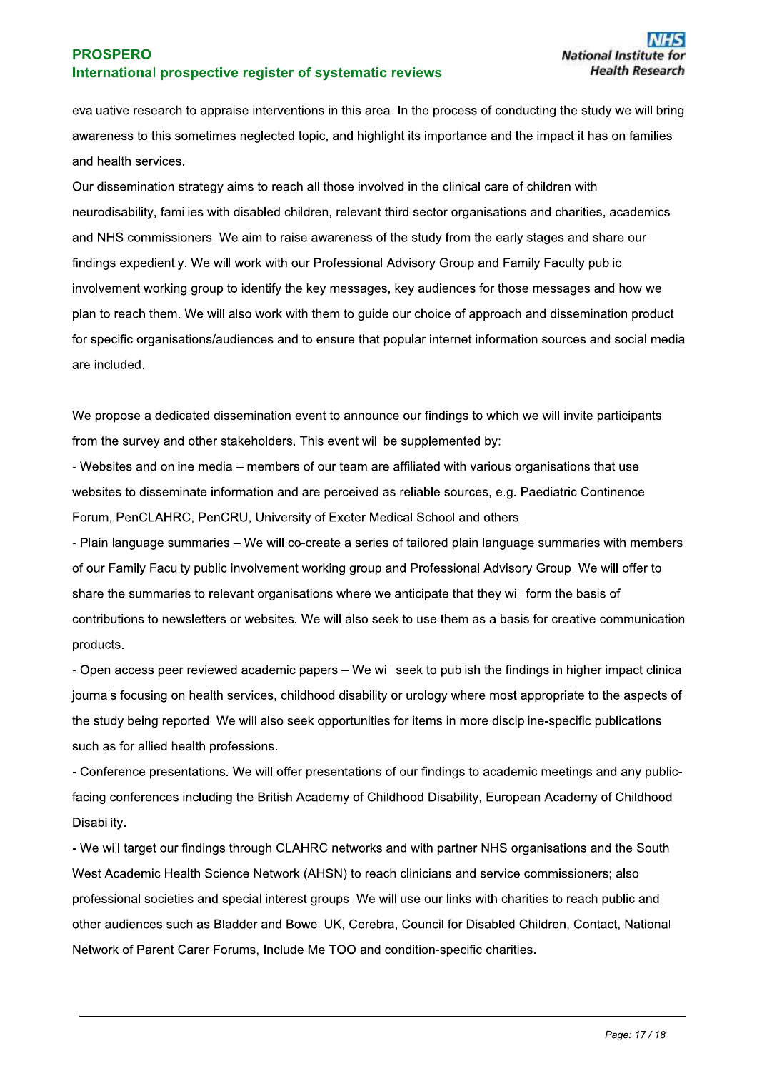evaluative research to appraise interventions in this area. In the process of conducting the study we will bring awareness to this sometimes neglected topic, and highlight its importance and the impact it has on families and health services.

Our dissemination strategy aims to reach all those involved in the clinical care of children with neurodisability, families with disabled children, relevant third sector organisations and charities, academics and NHS commissioners. We aim to raise awareness of the study from the early stages and share our findings expediently. We will work with our Professional Advisory Group and Family Faculty public involvement working group to identify the key messages, key audiences for those messages and how we plan to reach them. We will also work with them to guide our choice of approach and dissemination product for specific organisations/audiences and to ensure that popular internet information sources and social media are included.

We propose a dedicated dissemination event to announce our findings to which we will invite participants from the survey and other stakeholders. This event will be supplemented by:

- Websites and online media – members of our team are affiliated with various organisations that use websites to disseminate information and are perceived as reliable sources, e.g. Paediatric Continence Forum, PenCLAHRC, PenCRU, University of Exeter Medical School and others.
- Plain language summaries – We will co-create a series of tailored plain language summaries with members of our Family Faculty public involvement working group and Professional Advisory Group. We will offer to share the summaries to relevant organisations where we anticipate that they will form the basis of contributions to newsletters or websites. We will also seek to use them as a basis for creative communication products.
- Open access peer reviewed academic papers – We will seek to publish the findings in higher impact clinical journals focusing on health services, childhood disability or urology where most appropriate to the aspects of the study being reported. We will also seek opportunities for items in more discipline-specific publications such as for allied health professions.
- Conference presentations. We will offer presentations of our findings to academic meetings and any public-facing conferences including the British Academy of Childhood Disability, European Academy of Childhood Disability.
- We will target our findings through CLAHRC networks and with partner NHS organisations and the South West Academic Health Science Network (AHSN) to reach clinicians and service commissioners; also professional societies and special interest groups. We will use our links with charities to reach public and other audiences such as Bladder and Bowel UK, Cerebra, Council for Disabled Children, Contact, National Network of Parent Carer Forums, Include Me TOO and condition-specific charities.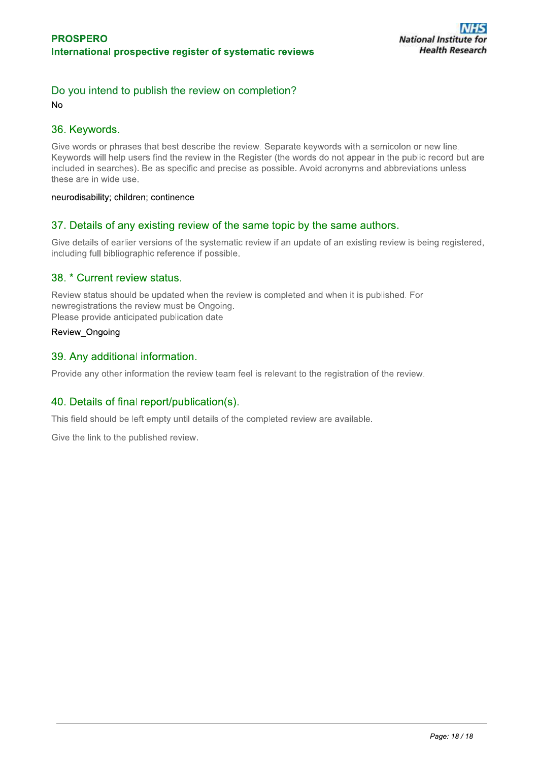### Do you intend to publish the review on completion?

No

### 36. Keywords.

Give words or phrases that best describe the review. Separate keywords with a semicolon or new line. Keywords will help users find the review in the Register (the words do not appear in the public record but are included in searches). Be as specific and precise as possible. Avoid acronyms and abbreviations unless these are in wide use.

neurodisability; children; continence

### 37. Details of any existing review of the same topic by the same authors.

Give details of earlier versions of the systematic review if an update of an existing review is being registered, including full bibliographic reference if possible.

### 38. * Current review status.

Review status should be updated when the review is completed and when it is published. For newregistrations the review must be Ongoing.
Please provide anticipated publication date

Review_Ongoing

### 39. Any additional information.

Provide any other information the review team feel is relevant to the registration of the review.

### 40. Details of final report/publication(s).

This field should be left empty until details of the completed review are available.

Give the link to the published review.